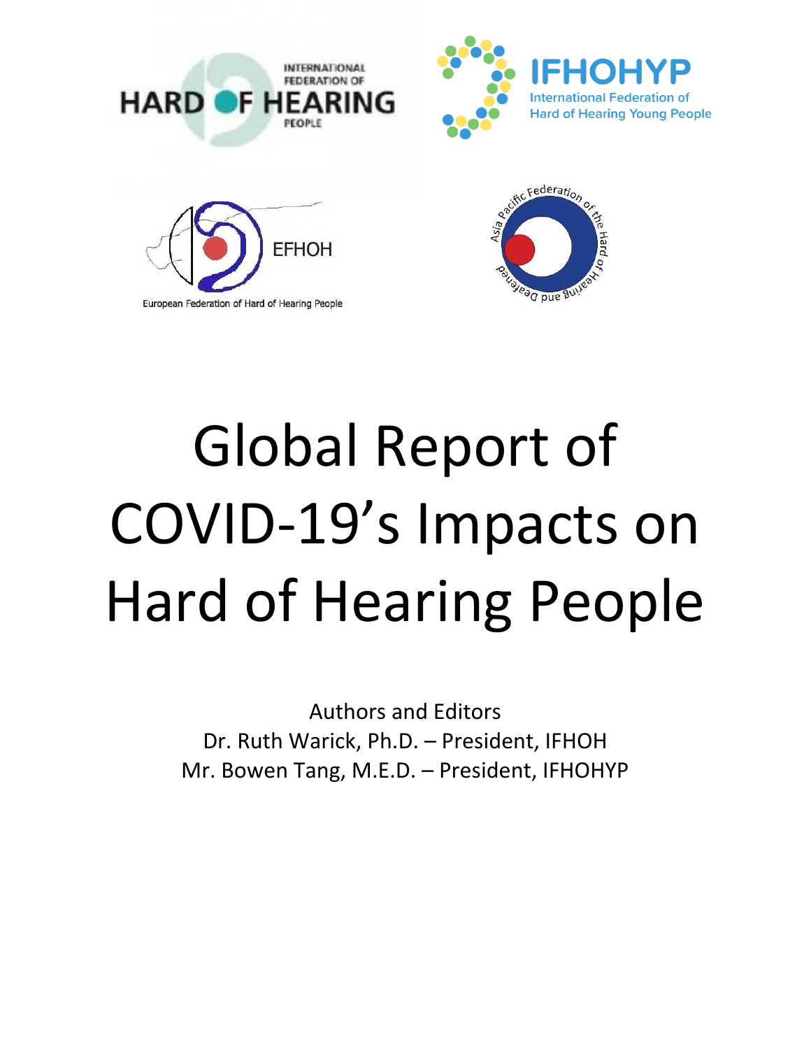INTERNATIONAL FEDERATION OF HARD OF HEARING PEOPLE

IFHOHYP International Federation of Hard of Hearing Young People

EFHOH European Federation of Hard of Hearing People

Asia Pacific Federation of the Hard of Hearing and Deafened

# Global Report of COVID-19's Impacts on Hard of Hearing People

Authors and Editors

Dr. Ruth Warick, Ph.D. – President, IFHOH

Mr. Bowen Tang, M.E.D. – President, IFHOHYP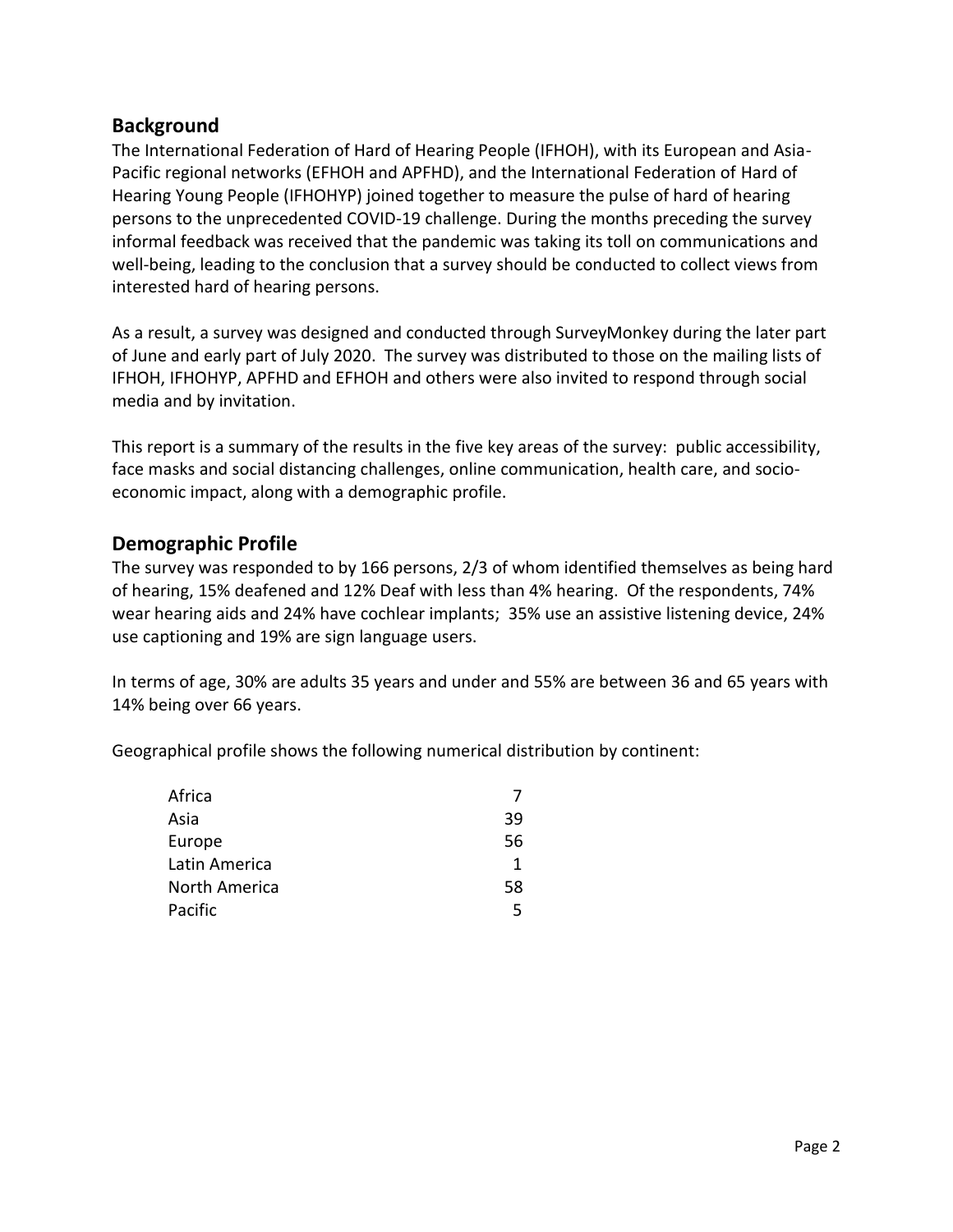## Background

The International Federation of Hard of Hearing People (IFHOH), with its European and Asia-Pacific regional networks (EFHOH and APFHD), and the International Federation of Hard of Hearing Young People (IFHOHYP) joined together to measure the pulse of hard of hearing persons to the unprecedented COVID-19 challenge. During the months preceding the survey informal feedback was received that the pandemic was taking its toll on communications and well-being, leading to the conclusion that a survey should be conducted to collect views from interested hard of hearing persons.

As a result, a survey was designed and conducted through SurveyMonkey during the later part of June and early part of July 2020. The survey was distributed to those on the mailing lists of IFHOH, IFHOHYP, APFHD and EFHOH and others were also invited to respond through social media and by invitation.

This report is a summary of the results in the five key areas of the survey: public accessibility, face masks and social distancing challenges, online communication, health care, and socio-economic impact, along with a demographic profile.

## Demographic Profile

The survey was responded to by 166 persons, 2/3 of whom identified themselves as being hard of hearing, 15% deafened and 12% Deaf with less than 4% hearing. Of the respondents, 74% wear hearing aids and 24% have cochlear implants; 35% use an assistive listening device, 24% use captioning and 19% are sign language users.

In terms of age, 30% are adults 35 years and under and 55% are between 36 and 65 years with 14% being over 66 years.

Geographical profile shows the following numerical distribution by continent:

| Continent | Number |
|---|---|
| Africa | 7 |
| Asia | 39 |
| Europe | 56 |
| Latin America | 1 |
| North America | 58 |
| Pacific | 5 |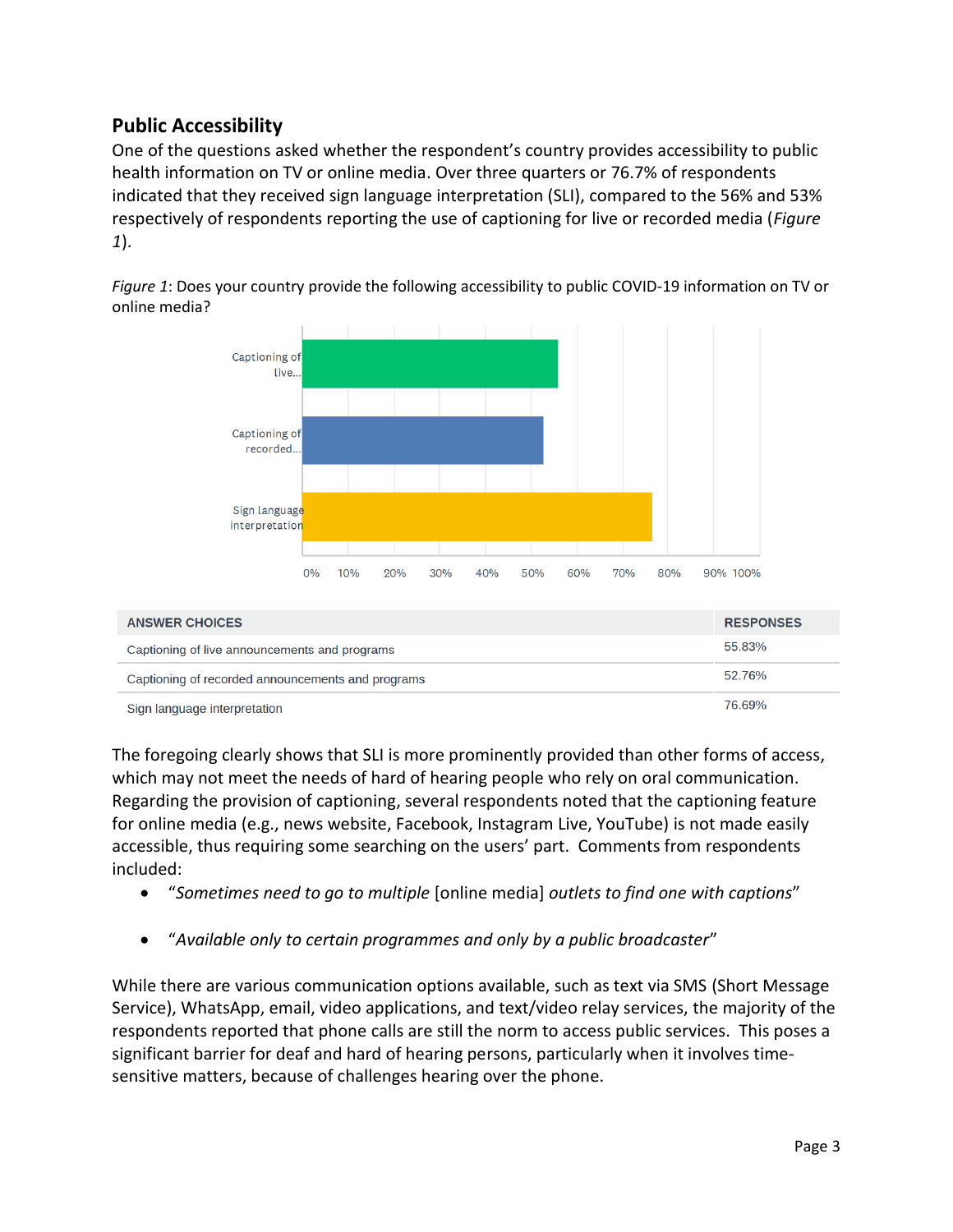## Public Accessibility

One of the questions asked whether the respondent's country provides accessibility to public health information on TV or online media. Over three quarters or 76.7% of respondents indicated that they received sign language interpretation (SLI), compared to the 56% and 53% respectively of respondents reporting the use of captioning for live or recorded media (*Figure 1*).

*Figure 1*: Does your country provide the following accessibility to public COVID-19 information on TV or online media?

| ANSWER CHOICES | RESPONSES |
| --- | --- |
| Captioning of live announcements and programs | 55.83% |
| Captioning of recorded announcements and programs | 52.76% |
| Sign language interpretation | 76.69% |

The foregoing clearly shows that SLI is more prominently provided than other forms of access, which may not meet the needs of hard of hearing people who rely on oral communication. Regarding the provision of captioning, several respondents noted that the captioning feature for online media (e.g., news website, Facebook, Instagram Live, YouTube) is not made easily accessible, thus requiring some searching on the users' part. Comments from respondents included:

- "*Sometimes need to go to multiple* [online media] *outlets to find one with captions*"
- "*Available only to certain programmes and only by a public broadcaster*"

While there are various communication options available, such as text via SMS (Short Message Service), WhatsApp, email, video applications, and text/video relay services, the majority of the respondents reported that phone calls are still the norm to access public services. This poses a significant barrier for deaf and hard of hearing persons, particularly when it involves time-sensitive matters, because of challenges hearing over the phone.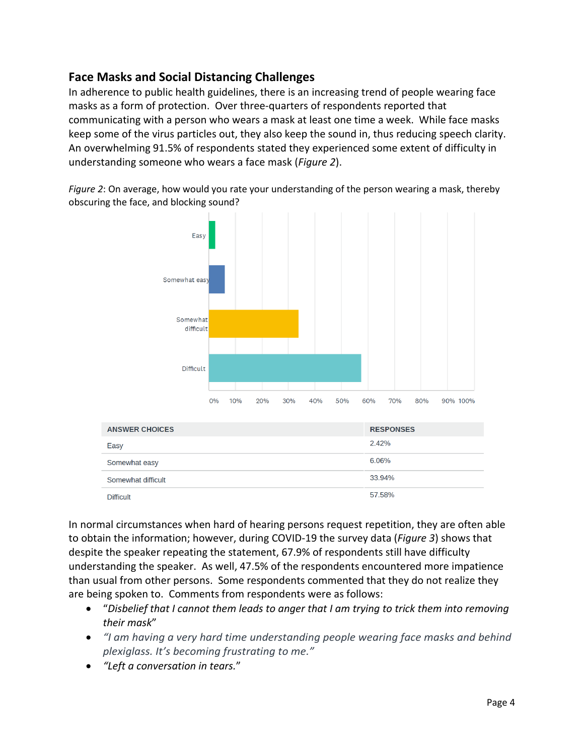## Face Masks and Social Distancing Challenges

In adherence to public health guidelines, there is an increasing trend of people wearing face masks as a form of protection. Over three-quarters of respondents reported that communicating with a person who wears a mask at least one time a week. While face masks keep some of the virus particles out, they also keep the sound in, thus reducing speech clarity. An overwhelming 91.5% of respondents stated they experienced some extent of difficulty in understanding someone who wears a face mask (*Figure 2*).

*Figure 2*: On average, how would you rate your understanding of the person wearing a mask, thereby obscuring the face, and blocking sound?

| ANSWER CHOICES | RESPONSES |
|---|---|
| Easy | 2.42% |
| Somewhat easy | 6.06% |
| Somewhat difficult | 33.94% |
| Difficult | 57.58% |

In normal circumstances when hard of hearing persons request repetition, they are often able to obtain the information; however, during COVID-19 the survey data (*Figure 3*) shows that despite the speaker repeating the statement, 67.9% of respondents still have difficulty understanding the speaker. As well, 47.5% of the respondents encountered more impatience than usual from other persons. Some respondents commented that they do not realize they are being spoken to. Comments from respondents were as follows:

- "*Disbelief that I cannot them leads to anger that I am trying to trick them into removing their mask*"
- *"I am having a very hard time understanding people wearing face masks and behind plexiglass. It's becoming frustrating to me."*
- *"Left a conversation in tears.*"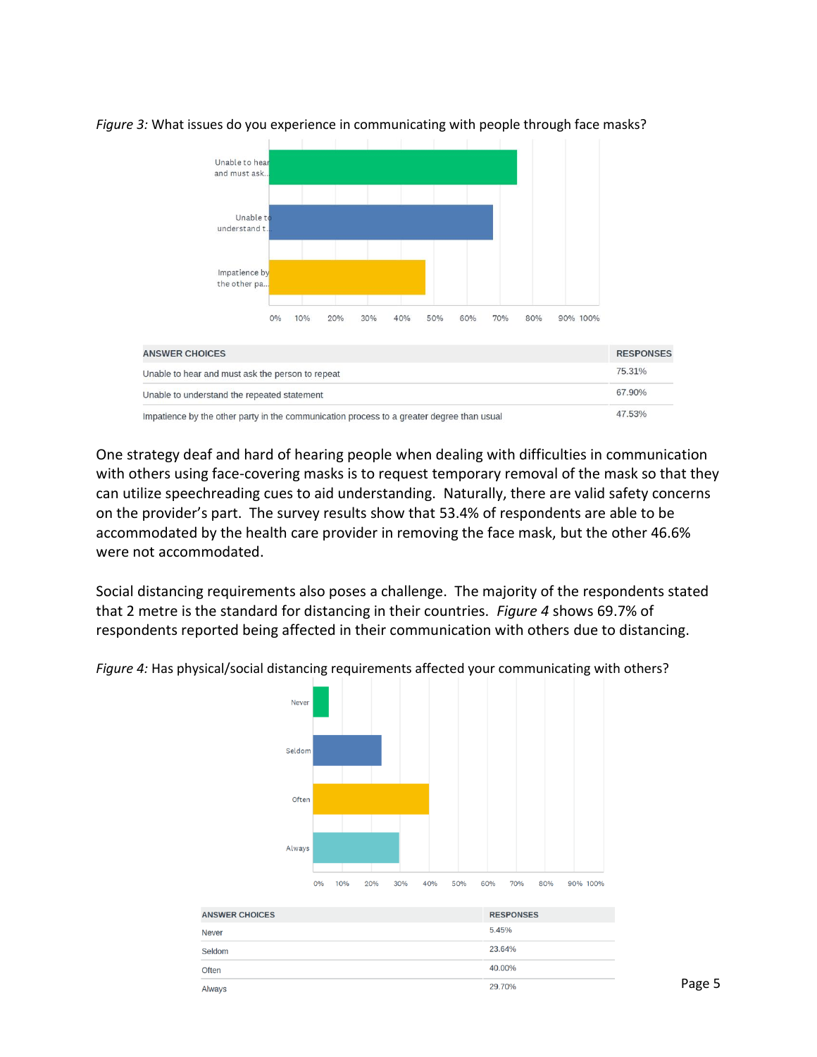*Figure 3:* What issues do you experience in communicating with people through face masks?

| ANSWER CHOICES | RESPONSES |
|---|---|
| Unable to hear and must ask the person to repeat | 75.31% |
| Unable to understand the repeated statement | 67.90% |
| Impatience by the other party in the communication process to a greater degree than usual | 47.53% |

One strategy deaf and hard of hearing people when dealing with difficulties in communication with others using face-covering masks is to request temporary removal of the mask so that they can utilize speechreading cues to aid understanding. Naturally, there are valid safety concerns on the provider's part. The survey results show that 53.4% of respondents are able to be accommodated by the health care provider in removing the face mask, but the other 46.6% were not accommodated.

Social distancing requirements also poses a challenge. The majority of the respondents stated that 2 metre is the standard for distancing in their countries. *Figure 4* shows 69.7% of respondents reported being affected in their communication with others due to distancing.

*Figure 4:* Has physical/social distancing requirements affected your communicating with others?

| ANSWER CHOICES | RESPONSES |
|---|---|
| Never | 5.45% |
| Seldom | 23.64% |
| Often | 40.00% |
| Always | 29.70% |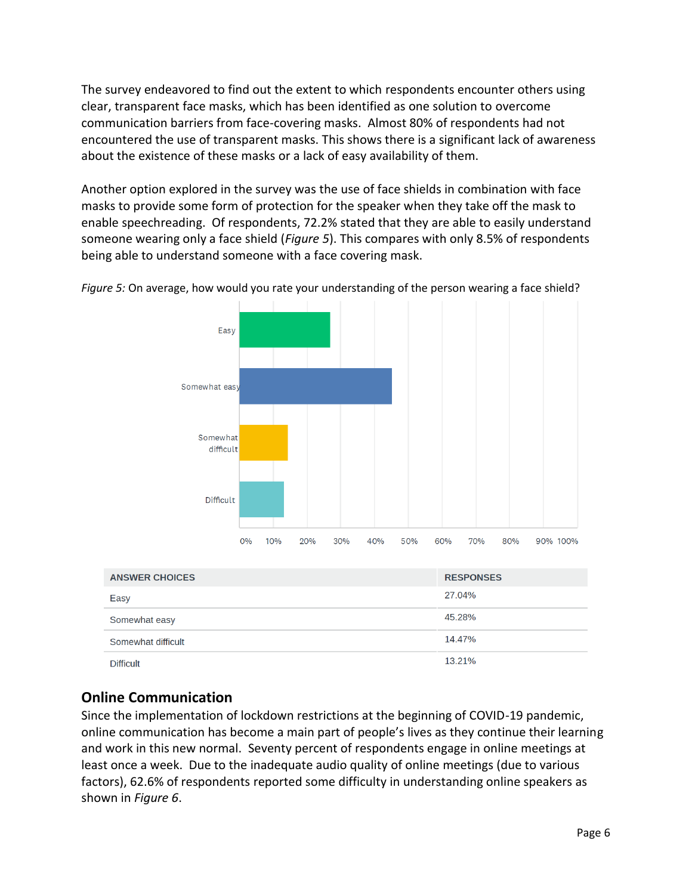The survey endeavored to find out the extent to which respondents encounter others using clear, transparent face masks, which has been identified as one solution to overcome communication barriers from face-covering masks. Almost 80% of respondents had not encountered the use of transparent masks. This shows there is a significant lack of awareness about the existence of these masks or a lack of easy availability of them.

Another option explored in the survey was the use of face shields in combination with face masks to provide some form of protection for the speaker when they take off the mask to enable speechreading. Of respondents, 72.2% stated that they are able to easily understand someone wearing only a face shield (*Figure 5*). This compares with only 8.5% of respondents being able to understand someone with a face covering mask.

*Figure 5:* On average, how would you rate your understanding of the person wearing a face shield?

| ANSWER CHOICES | RESPONSES |
| --- | --- |
| Easy | 27.04% |
| Somewhat easy | 45.28% |
| Somewhat difficult | 14.47% |
| Difficult | 13.21% |

## Online Communication

Since the implementation of lockdown restrictions at the beginning of COVID-19 pandemic, online communication has become a main part of people's lives as they continue their learning and work in this new normal. Seventy percent of respondents engage in online meetings at least once a week. Due to the inadequate audio quality of online meetings (due to various factors), 62.6% of respondents reported some difficulty in understanding online speakers as shown in *Figure 6*.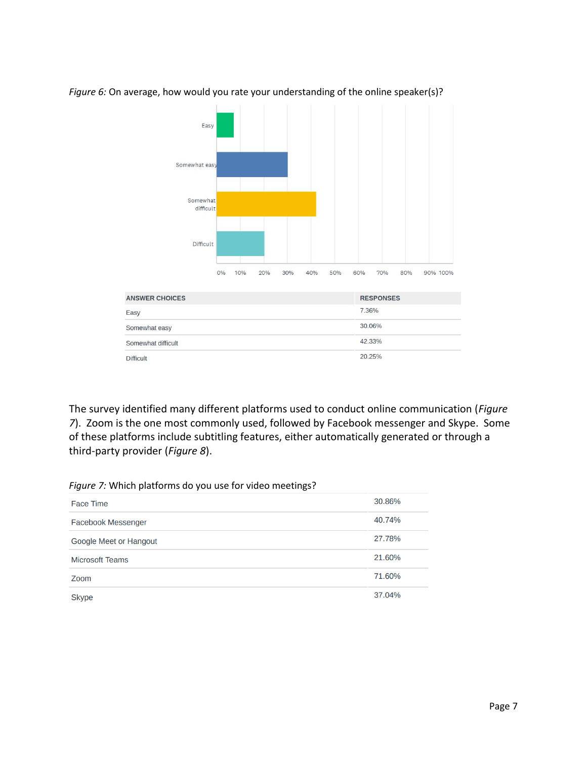*Figure 6:* On average, how would you rate your understanding of the online speaker(s)?

| ANSWER CHOICES | RESPONSES |
|---|---|
| Easy | 7.36% |
| Somewhat easy | 30.06% |
| Somewhat difficult | 42.33% |
| Difficult | 20.25% |

The survey identified many different platforms used to conduct online communication (*Figure 7*). Zoom is the one most commonly used, followed by Facebook messenger and Skype. Some of these platforms include subtitling features, either automatically generated or through a third-party provider (*Figure 8*).

*Figure 7:* Which platforms do you use for video meetings?

| | |
|---|---|
| Face Time | 30.86% |
| Facebook Messenger | 40.74% |
| Google Meet or Hangout | 27.78% |
| Microsoft Teams | 21.60% |
| Zoom | 71.60% |
| Skype | 37.04% |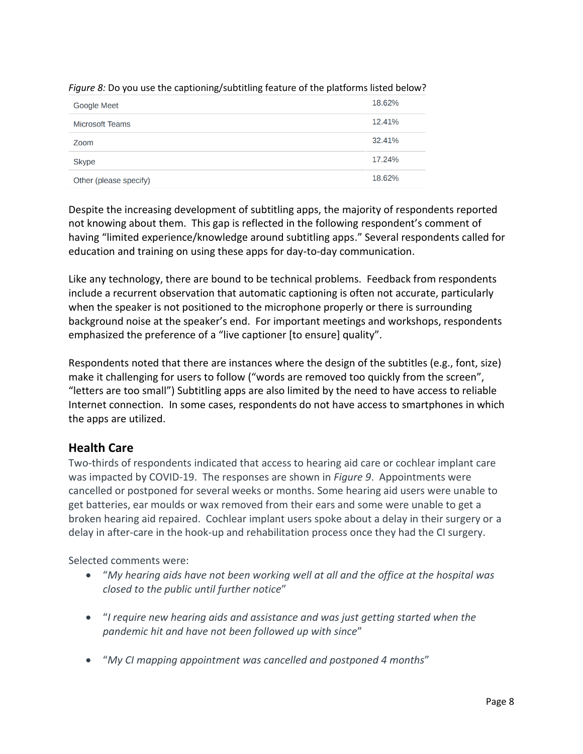*Figure 8:* Do you use the captioning/subtitling feature of the platforms listed below?

| | |
|---|---|
| Google Meet | 18.62% |
| Microsoft Teams | 12.41% |
| Zoom | 32.41% |
| Skype | 17.24% |
| Other (please specify) | 18.62% |

Despite the increasing development of subtitling apps, the majority of respondents reported not knowing about them. This gap is reflected in the following respondent's comment of having "limited experience/knowledge around subtitling apps." Several respondents called for education and training on using these apps for day-to-day communication.

Like any technology, there are bound to be technical problems. Feedback from respondents include a recurrent observation that automatic captioning is often not accurate, particularly when the speaker is not positioned to the microphone properly or there is surrounding background noise at the speaker's end. For important meetings and workshops, respondents emphasized the preference of a "live captioner [to ensure] quality".

Respondents noted that there are instances where the design of the subtitles (e.g., font, size) make it challenging for users to follow ("words are removed too quickly from the screen", "letters are too small") Subtitling apps are also limited by the need to have access to reliable Internet connection. In some cases, respondents do not have access to smartphones in which the apps are utilized.

## Health Care

Two-thirds of respondents indicated that access to hearing aid care or cochlear implant care was impacted by COVID-19. The responses are shown in *Figure 9*. Appointments were cancelled or postponed for several weeks or months. Some hearing aid users were unable to get batteries, ear moulds or wax removed from their ears and some were unable to get a broken hearing aid repaired. Cochlear implant users spoke about a delay in their surgery or a delay in after-care in the hook-up and rehabilitation process once they had the CI surgery.

Selected comments were:

- "*My hearing aids have not been working well at all and the office at the hospital was closed to the public until further notice*"
- "*I require new hearing aids and assistance and was just getting started when the pandemic hit and have not been followed up with since*"
- "*My CI mapping appointment was cancelled and postponed 4 months*"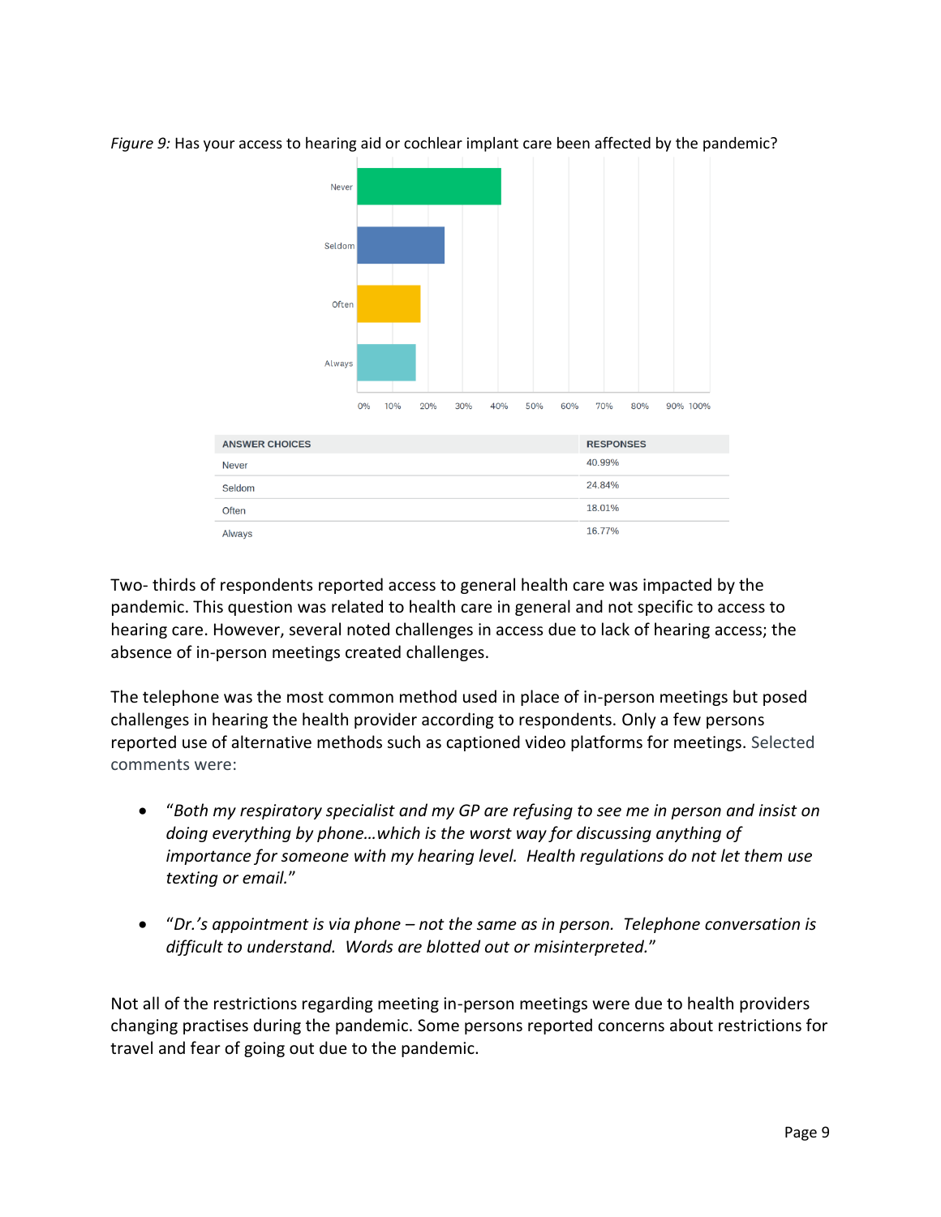*Figure 9:* Has your access to hearing aid or cochlear implant care been affected by the pandemic?

| ANSWER CHOICES | RESPONSES |
|---|---|
| Never | 40.99% |
| Seldom | 24.84% |
| Often | 18.01% |
| Always | 16.77% |

Two- thirds of respondents reported access to general health care was impacted by the pandemic. This question was related to health care in general and not specific to access to hearing care. However, several noted challenges in access due to lack of hearing access; the absence of in-person meetings created challenges.

The telephone was the most common method used in place of in-person meetings but posed challenges in hearing the health provider according to respondents. Only a few persons reported use of alternative methods such as captioned video platforms for meetings. Selected comments were:

- *"Both my respiratory specialist and my GP are refusing to see me in person and insist on doing everything by phone…which is the worst way for discussing anything of importance for someone with my hearing level. Health regulations do not let them use texting or email."*

- *"Dr.'s appointment is via phone – not the same as in person. Telephone conversation is difficult to understand. Words are blotted out or misinterpreted."*

Not all of the restrictions regarding meeting in-person meetings were due to health providers changing practises during the pandemic. Some persons reported concerns about restrictions for travel and fear of going out due to the pandemic.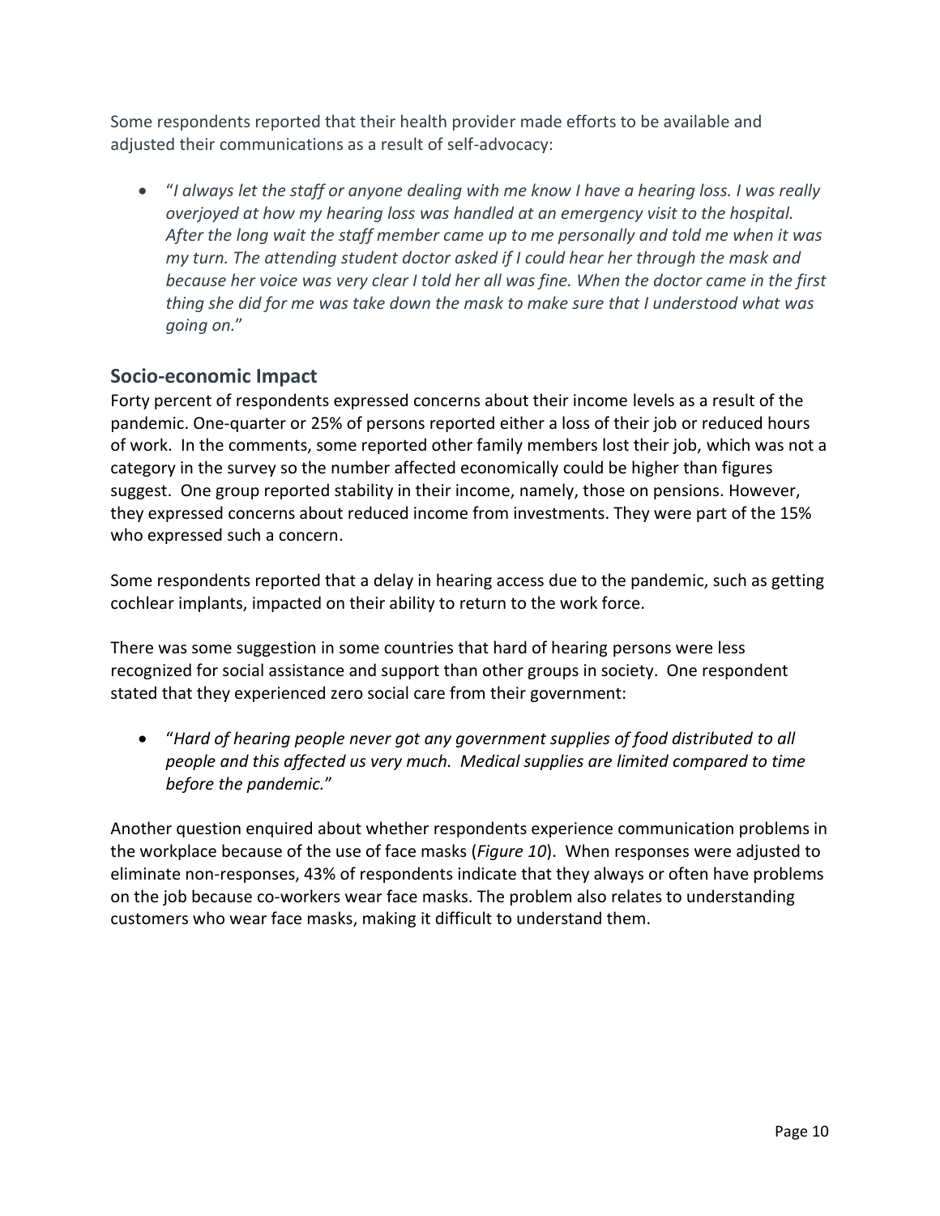Some respondents reported that their health provider made efforts to be available and adjusted their communications as a result of self-advocacy:

- "*I always let the staff or anyone dealing with me know I have a hearing loss. I was really overjoyed at how my hearing loss was handled at an emergency visit to the hospital. After the long wait the staff member came up to me personally and told me when it was my turn. The attending student doctor asked if I could hear her through the mask and because her voice was very clear I told her all was fine. When the doctor came in the first thing she did for me was take down the mask to make sure that I understood what was going on.*"

## Socio-economic Impact

Forty percent of respondents expressed concerns about their income levels as a result of the pandemic. One-quarter or 25% of persons reported either a loss of their job or reduced hours of work. In the comments, some reported other family members lost their job, which was not a category in the survey so the number affected economically could be higher than figures suggest. One group reported stability in their income, namely, those on pensions. However, they expressed concerns about reduced income from investments. They were part of the 15% who expressed such a concern.

Some respondents reported that a delay in hearing access due to the pandemic, such as getting cochlear implants, impacted on their ability to return to the work force.

There was some suggestion in some countries that hard of hearing persons were less recognized for social assistance and support than other groups in society. One respondent stated that they experienced zero social care from their government:

- "*Hard of hearing people never got any government supplies of food distributed to all people and this affected us very much. Medical supplies are limited compared to time before the pandemic.*"

Another question enquired about whether respondents experience communication problems in the workplace because of the use of face masks (*Figure 10*). When responses were adjusted to eliminate non-responses, 43% of respondents indicate that they always or often have problems on the job because co-workers wear face masks. The problem also relates to understanding customers who wear face masks, making it difficult to understand them.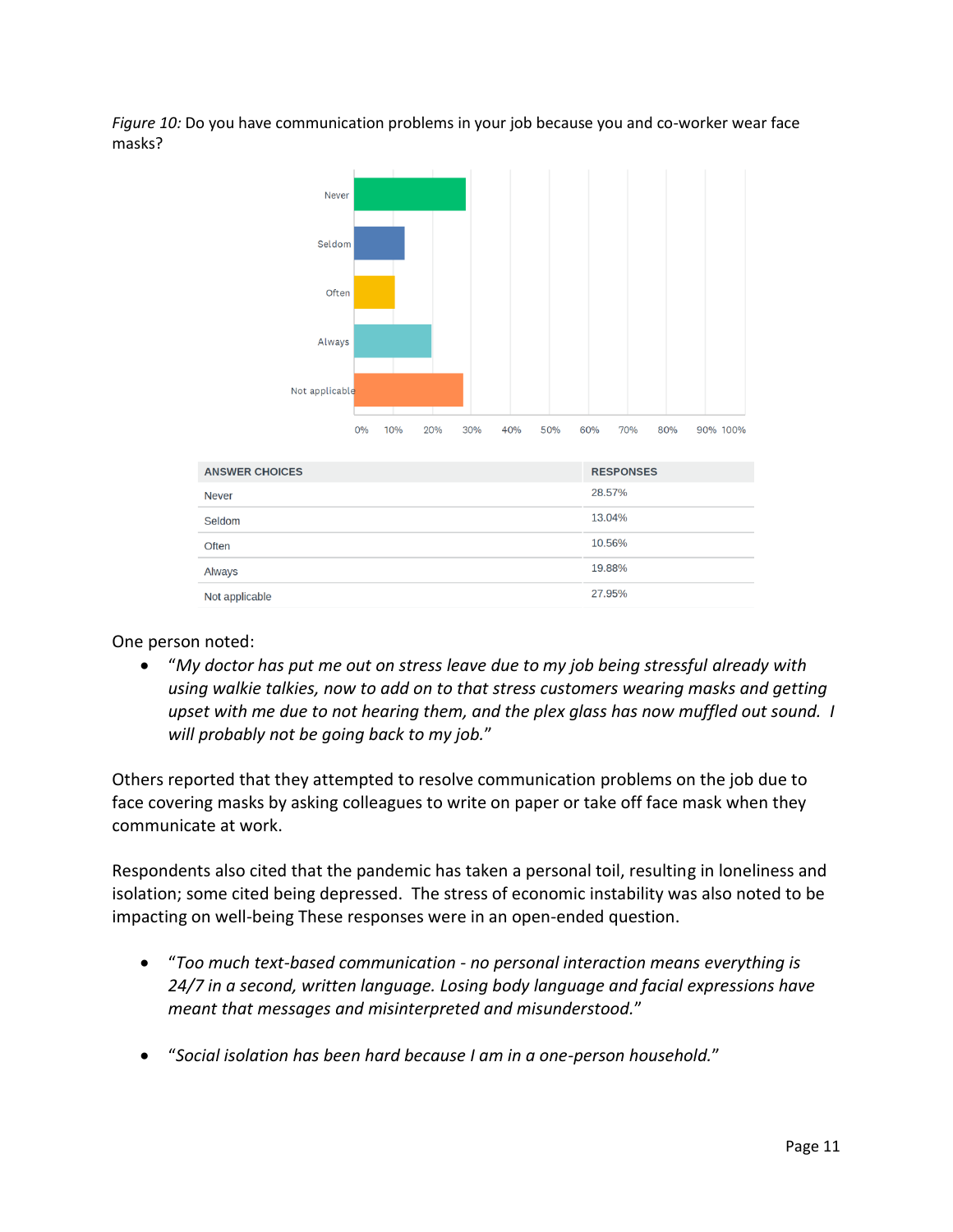*Figure 10:* Do you have communication problems in your job because you and co-worker wear face masks?

| ANSWER CHOICES | RESPONSES |
| --- | --- |
| Never | 28.57% |
| Seldom | 13.04% |
| Often | 10.56% |
| Always | 19.88% |
| Not applicable | 27.95% |

One person noted:

- *"My doctor has put me out on stress leave due to my job being stressful already with using walkie talkies, now to add on to that stress customers wearing masks and getting upset with me due to not hearing them, and the plex glass has now muffled out sound. I will probably not be going back to my job."*

Others reported that they attempted to resolve communication problems on the job due to face covering masks by asking colleagues to write on paper or take off face mask when they communicate at work.

Respondents also cited that the pandemic has taken a personal toil, resulting in loneliness and isolation; some cited being depressed. The stress of economic instability was also noted to be impacting on well-being These responses were in an open-ended question.

- *"Too much text-based communication - no personal interaction means everything is 24/7 in a second, written language. Losing body language and facial expressions have meant that messages and misinterpreted and misunderstood."*

- *"Social isolation has been hard because I am in a one-person household."*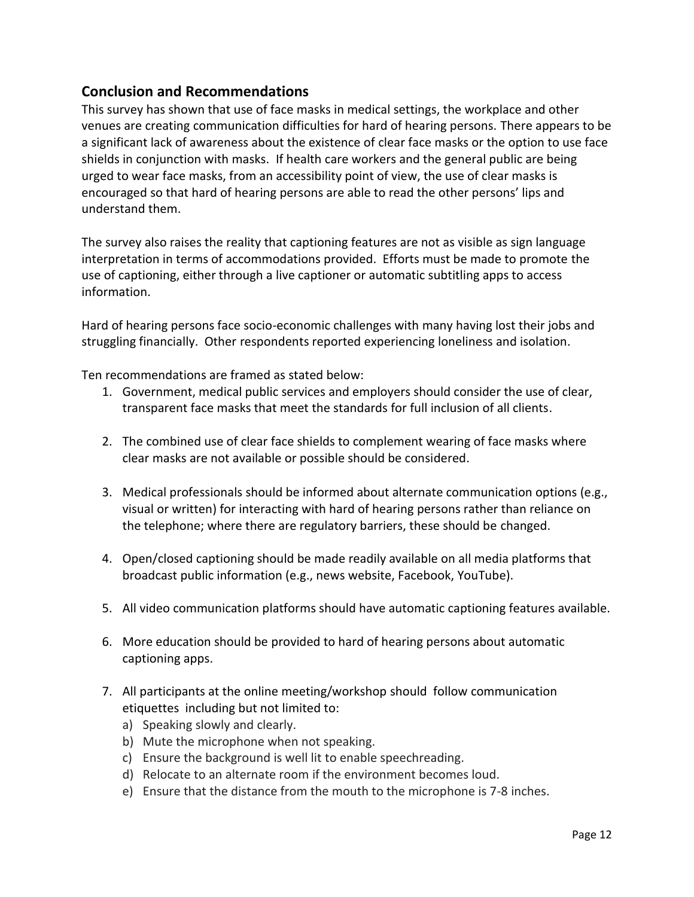## Conclusion and Recommendations

This survey has shown that use of face masks in medical settings, the workplace and other venues are creating communication difficulties for hard of hearing persons. There appears to be a significant lack of awareness about the existence of clear face masks or the option to use face shields in conjunction with masks. If health care workers and the general public are being urged to wear face masks, from an accessibility point of view, the use of clear masks is encouraged so that hard of hearing persons are able to read the other persons' lips and understand them.

The survey also raises the reality that captioning features are not as visible as sign language interpretation in terms of accommodations provided. Efforts must be made to promote the use of captioning, either through a live captioner or automatic subtitling apps to access information.

Hard of hearing persons face socio-economic challenges with many having lost their jobs and struggling financially. Other respondents reported experiencing loneliness and isolation.

Ten recommendations are framed as stated below:

1. Government, medical public services and employers should consider the use of clear, transparent face masks that meet the standards for full inclusion of all clients.

2. The combined use of clear face shields to complement wearing of face masks where clear masks are not available or possible should be considered.

3. Medical professionals should be informed about alternate communication options (e.g., visual or written) for interacting with hard of hearing persons rather than reliance on the telephone; where there are regulatory barriers, these should be changed.

4. Open/closed captioning should be made readily available on all media platforms that broadcast public information (e.g., news website, Facebook, YouTube).

5. All video communication platforms should have automatic captioning features available.

6. More education should be provided to hard of hearing persons about automatic captioning apps.

7. All participants at the online meeting/workshop should follow communication etiquettes including but not limited to:
   a) Speaking slowly and clearly.
   b) Mute the microphone when not speaking.
   c) Ensure the background is well lit to enable speechreading.
   d) Relocate to an alternate room if the environment becomes loud.
   e) Ensure that the distance from the mouth to the microphone is 7-8 inches.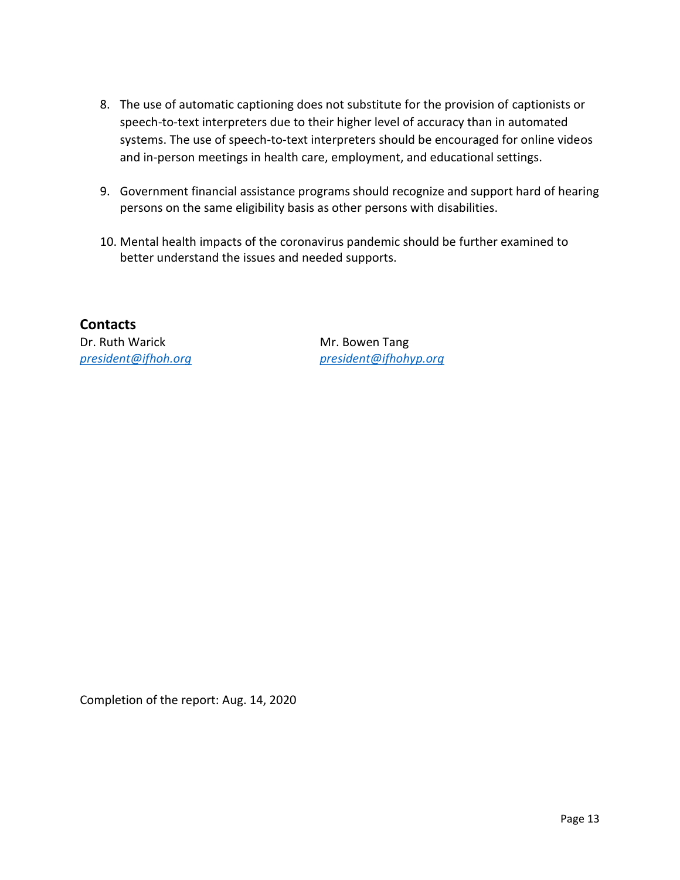8. The use of automatic captioning does not substitute for the provision of captionists or speech-to-text interpreters due to their higher level of accuracy than in automated systems. The use of speech-to-text interpreters should be encouraged for online videos and in-person meetings in health care, employment, and educational settings.

9. Government financial assistance programs should recognize and support hard of hearing persons on the same eligibility basis as other persons with disabilities.

10. Mental health impacts of the coronavirus pandemic should be further examined to better understand the issues and needed supports.

## Contacts

Dr. Ruth Warick
*president@ifhoh.org*

Mr. Bowen Tang
*president@ifhohyp.org*

Completion of the report: Aug. 14, 2020